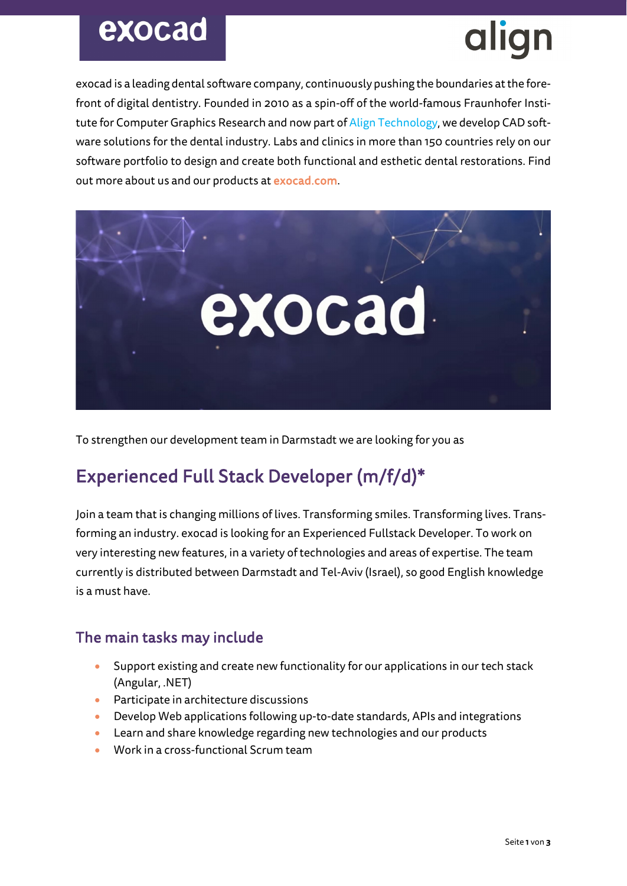exocad is a leading dental software company, continuously pushing the boundaries at the forefront of digital dentistry. Founded in 2010 as a spin-off of the world-famous Fraunhofer Institute for Computer Graphics Research and now part of Align Technology, we develop CAD software solutions for the dental industry. Labs and clinics in more than 150 countries rely on our software portfolio to design and create both functional and esthetic dental restorations. Find out more about us and our products at exocad.com.

To strengthen our development team in Darmstadt we are looking for you as

# Experienced Full Stack Developer (m/f/d)*

Join a team that is changing millions of lives. Transforming smiles. Transforming lives. Transforming an industry. exocad is looking for an Experienced Fullstack Developer. To work on very interesting new features, in a variety of technologies and areas of expertise. The team currently is distributed between Darmstadt and Tel-Aviv (Israel), so good English knowledge is a must have.

## The main tasks may include

- Support existing and create new functionality for our applications in our tech stack (Angular, .NET)
- Participate in architecture discussions
- Develop Web applications following up-to-date standards, APIs and integrations
- Learn and share knowledge regarding new technologies and our products
- Work in a cross-functional Scrum team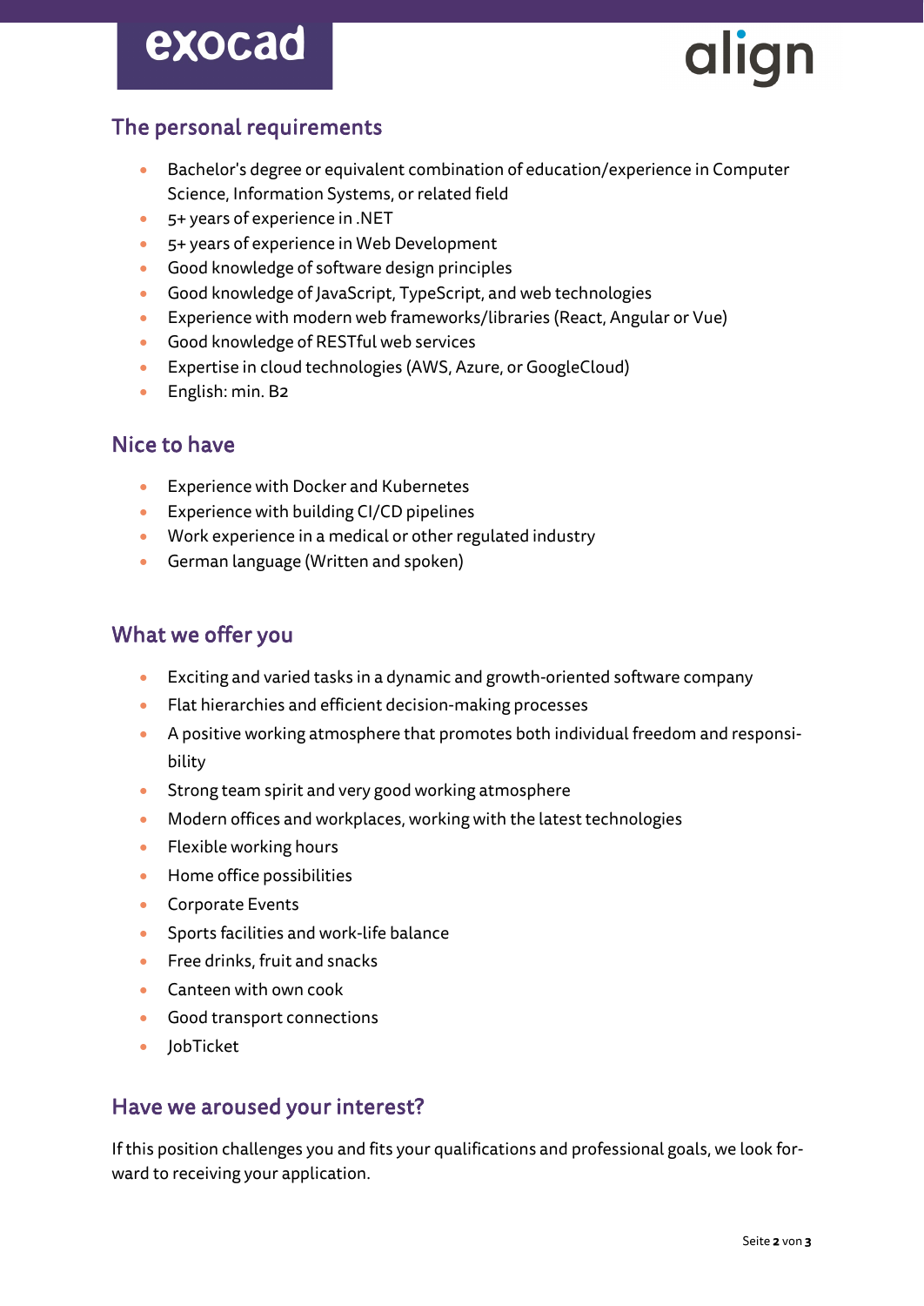## The personal requirements

- Bachelor's degree or equivalent combination of education/experience in Computer Science, Information Systems, or related field
- 5+ years of experience in .NET
- 5+ years of experience in Web Development
- Good knowledge of software design principles
- Good knowledge of JavaScript, TypeScript, and web technologies
- Experience with modern web frameworks/libraries (React, Angular or Vue)
- Good knowledge of RESTful web services
- Expertise in cloud technologies (AWS, Azure, or GoogleCloud)
- English: min. B2

## Nice to have

- Experience with Docker and Kubernetes
- Experience with building CI/CD pipelines
- Work experience in a medical or other regulated industry
- German language (Written and spoken)

## What we offer you

- Exciting and varied tasks in a dynamic and growth-oriented software company
- Flat hierarchies and efficient decision-making processes
- A positive working atmosphere that promotes both individual freedom and responsibility
- Strong team spirit and very good working atmosphere
- Modern offices and workplaces, working with the latest technologies
- Flexible working hours
- Home office possibilities
- Corporate Events
- Sports facilities and work-life balance
- Free drinks, fruit and snacks
- Canteen with own cook
- Good transport connections
- JobTicket

## Have we aroused your interest?

If this position challenges you and fits your qualifications and professional goals, we look forward to receiving your application.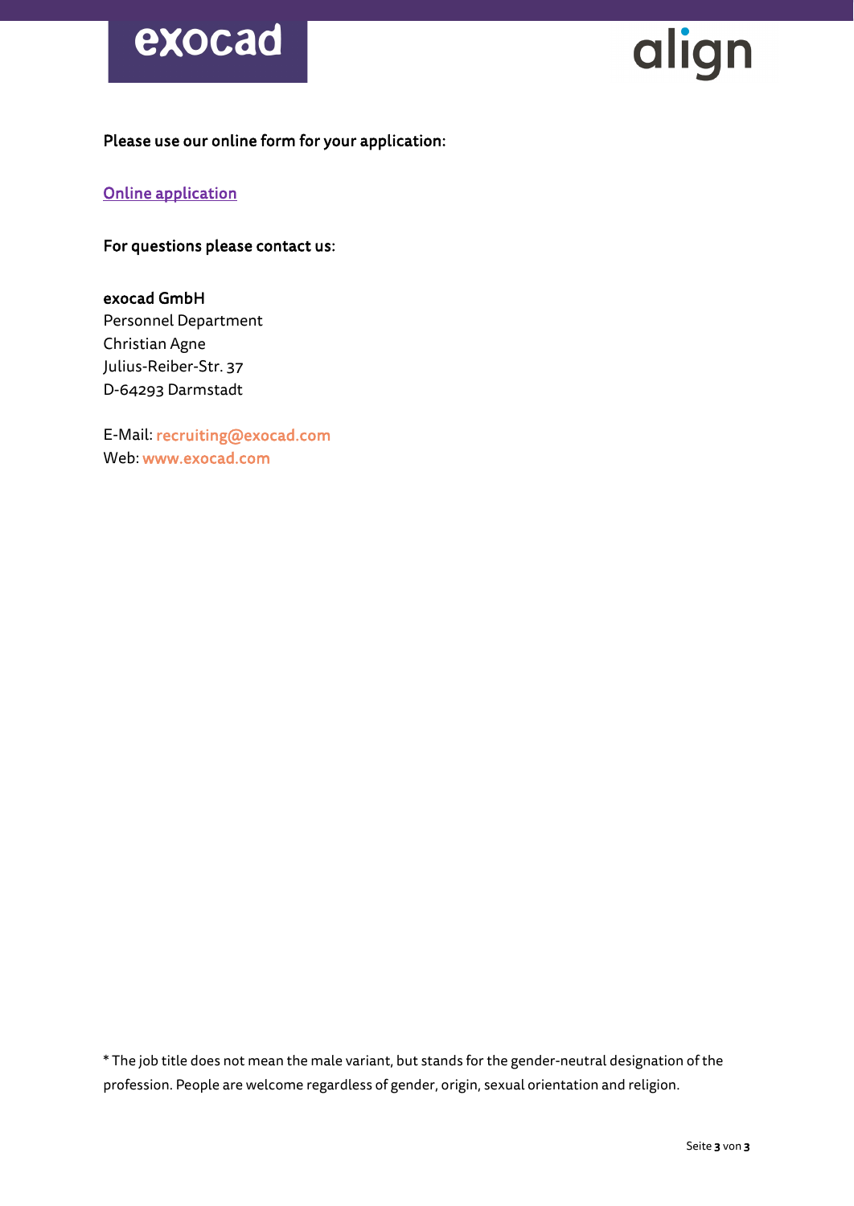Please use our online form for your application:

Online application

For questions please contact us:

**exocad GmbH**
Personnel Department
Christian Agne
Julius-Reiber-Str. 37
D-64293 Darmstadt

E-Mail: recruiting@exocad.com
Web: www.exocad.com

* The job title does not mean the male variant, but stands for the gender-neutral designation of the profession. People are welcome regardless of gender, origin, sexual orientation and religion.